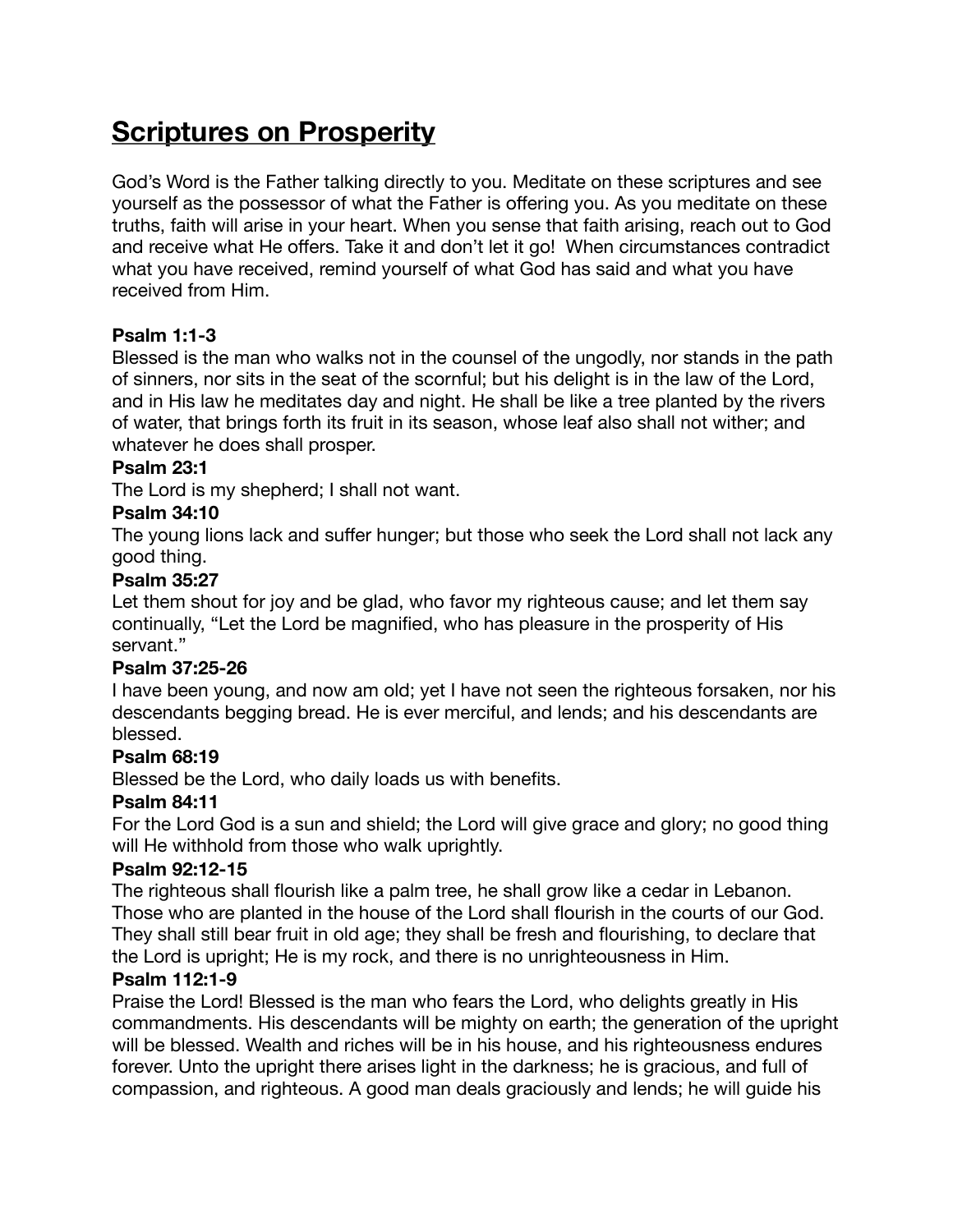# Scriptures on Prosperity

God's Word is the Father talking directly to you. Meditate on these scriptures and see yourself as the possessor of what the Father is offering you. As you meditate on these truths, faith will arise in your heart. When you sense that faith arising, reach out to God and receive what He offers. Take it and don't let it go! When circumstances contradict what you have received, remind yourself of what God has said and what you have received from Him.

**Psalm 1:1-3**

Blessed is the man who walks not in the counsel of the ungodly, nor stands in the path of sinners, nor sits in the seat of the scornful; but his delight is in the law of the Lord, and in His law he meditates day and night. He shall be like a tree planted by the rivers of water, that brings forth its fruit in its season, whose leaf also shall not wither; and whatever he does shall prosper.

**Psalm 23:1**

The Lord is my shepherd; I shall not want.

**Psalm 34:10**

The young lions lack and suffer hunger; but those who seek the Lord shall not lack any good thing.

**Psalm 35:27**

Let them shout for joy and be glad, who favor my righteous cause; and let them say continually, "Let the Lord be magnified, who has pleasure in the prosperity of His servant."

**Psalm 37:25-26**

I have been young, and now am old; yet I have not seen the righteous forsaken, nor his descendants begging bread. He is ever merciful, and lends; and his descendants are blessed.

**Psalm 68:19**

Blessed be the Lord, who daily loads us with benefits.

**Psalm 84:11**

For the Lord God is a sun and shield; the Lord will give grace and glory; no good thing will He withhold from those who walk uprightly.

**Psalm 92:12-15**

The righteous shall flourish like a palm tree, he shall grow like a cedar in Lebanon. Those who are planted in the house of the Lord shall flourish in the courts of our God. They shall still bear fruit in old age; they shall be fresh and flourishing, to declare that the Lord is upright; He is my rock, and there is no unrighteousness in Him.

**Psalm 112:1-9**

Praise the Lord! Blessed is the man who fears the Lord, who delights greatly in His commandments. His descendants will be mighty on earth; the generation of the upright will be blessed. Wealth and riches will be in his house, and his righteousness endures forever. Unto the upright there arises light in the darkness; he is gracious, and full of compassion, and righteous. A good man deals graciously and lends; he will guide his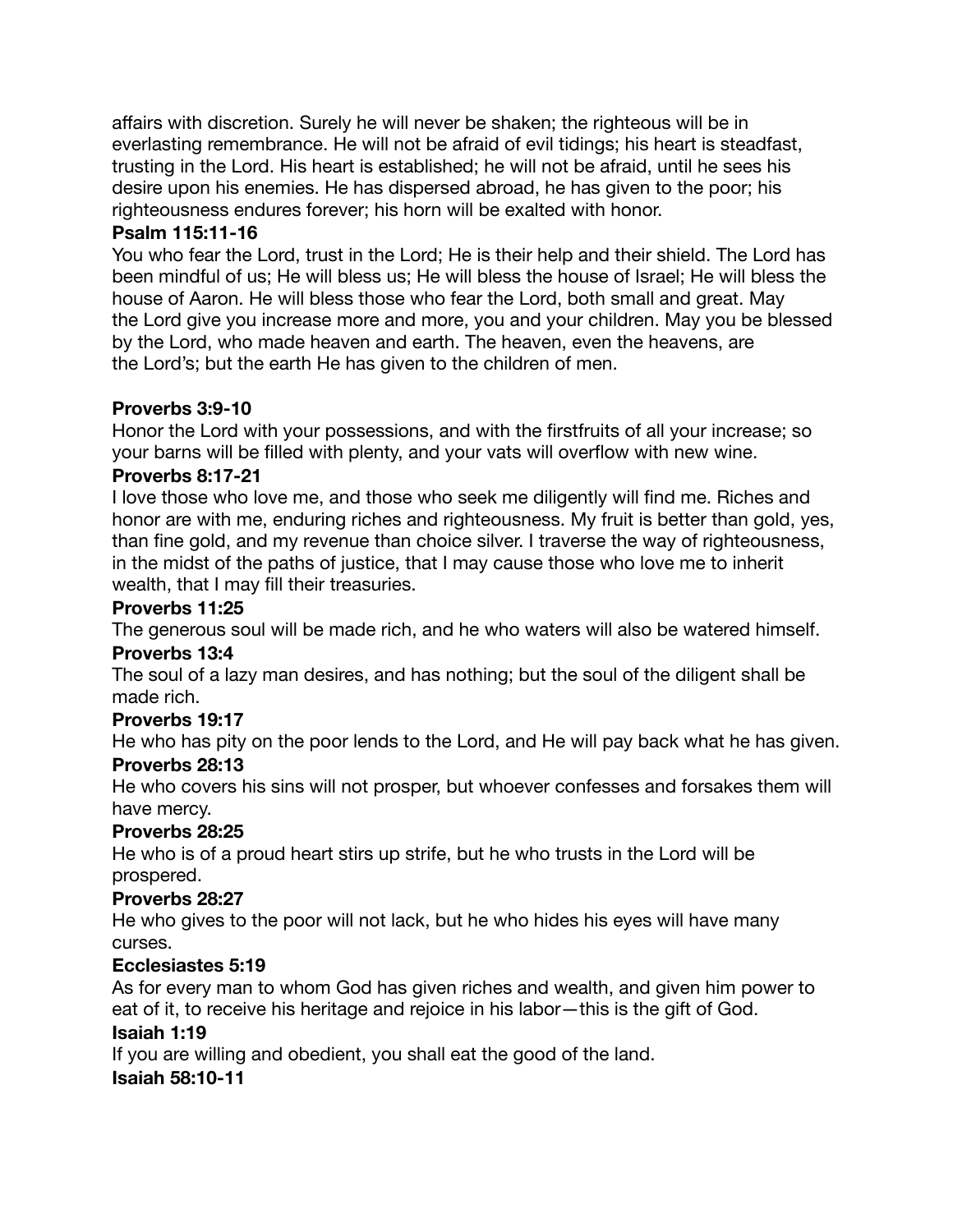affairs with discretion. Surely he will never be shaken; the righteous will be in everlasting remembrance. He will not be afraid of evil tidings; his heart is steadfast, trusting in the Lord. His heart is established; he will not be afraid, until he sees his desire upon his enemies. He has dispersed abroad, he has given to the poor; his righteousness endures forever; his horn will be exalted with honor.

**Psalm 115:11-16**

You who fear the Lord, trust in the Lord; He is their help and their shield. The Lord has been mindful of us; He will bless us; He will bless the house of Israel; He will bless the house of Aaron. He will bless those who fear the Lord, both small and great. May the Lord give you increase more and more, you and your children. May you be blessed by the Lord, who made heaven and earth. The heaven, even the heavens, are the Lord's; but the earth He has given to the children of men.

**Proverbs 3:9-10**

Honor the Lord with your possessions, and with the firstfruits of all your increase; so your barns will be filled with plenty, and your vats will overflow with new wine.

**Proverbs 8:17-21**

I love those who love me, and those who seek me diligently will find me. Riches and honor are with me, enduring riches and righteousness. My fruit is better than gold, yes, than fine gold, and my revenue than choice silver. I traverse the way of righteousness, in the midst of the paths of justice, that I may cause those who love me to inherit wealth, that I may fill their treasuries.

**Proverbs 11:25**

The generous soul will be made rich, and he who waters will also be watered himself.

**Proverbs 13:4**

The soul of a lazy man desires, and has nothing; but the soul of the diligent shall be made rich.

**Proverbs 19:17**

He who has pity on the poor lends to the Lord, and He will pay back what he has given.

**Proverbs 28:13**

He who covers his sins will not prosper, but whoever confesses and forsakes them will have mercy.

**Proverbs 28:25**

He who is of a proud heart stirs up strife, but he who trusts in the Lord will be prospered.

**Proverbs 28:27**

He who gives to the poor will not lack, but he who hides his eyes will have many curses.

**Ecclesiastes 5:19**

As for every man to whom God has given riches and wealth, and given him power to eat of it, to receive his heritage and rejoice in his labor—this is the gift of God.

**Isaiah 1:19**

If you are willing and obedient, you shall eat the good of the land.

**Isaiah 58:10-11**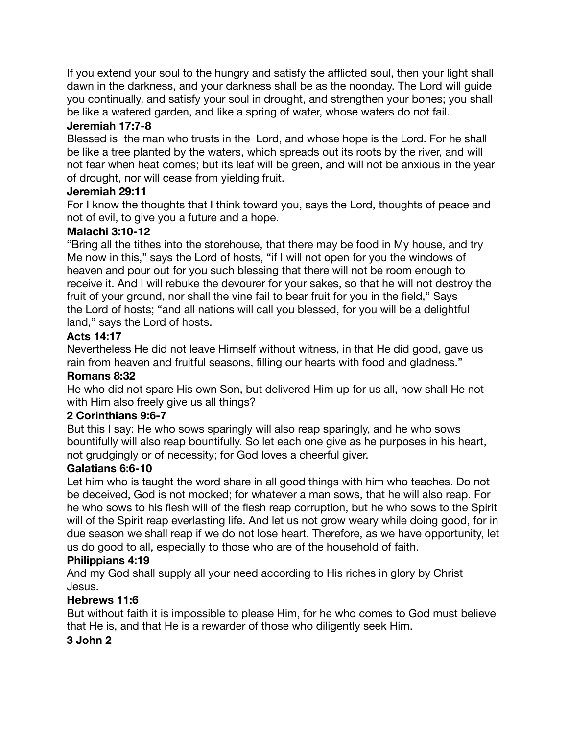If you extend your soul to the hungry and satisfy the afflicted soul, then your light shall dawn in the darkness, and your darkness shall be as the noonday. The Lord will guide you continually, and satisfy your soul in drought, and strengthen your bones; you shall be like a watered garden, and like a spring of water, whose waters do not fail.

**Jeremiah 17:7-8**

Blessed is the man who trusts in the Lord, and whose hope is the Lord. For he shall be like a tree planted by the waters, which spreads out its roots by the river, and will not fear when heat comes; but its leaf will be green, and will not be anxious in the year of drought, nor will cease from yielding fruit.

**Jeremiah 29:11**

For I know the thoughts that I think toward you, says the Lord, thoughts of peace and not of evil, to give you a future and a hope.

**Malachi 3:10-12**

"Bring all the tithes into the storehouse, that there may be food in My house, and try Me now in this," says the Lord of hosts, "if I will not open for you the windows of heaven and pour out for you such blessing that there will not be room enough to receive it. And I will rebuke the devourer for your sakes, so that he will not destroy the fruit of your ground, nor shall the vine fail to bear fruit for you in the field," Says the Lord of hosts; "and all nations will call you blessed, for you will be a delightful land," says the Lord of hosts.

**Acts 14:17**

Nevertheless He did not leave Himself without witness, in that He did good, gave us rain from heaven and fruitful seasons, filling our hearts with food and gladness."

**Romans 8:32**

He who did not spare His own Son, but delivered Him up for us all, how shall He not with Him also freely give us all things?

**2 Corinthians 9:6-7**

But this I say: He who sows sparingly will also reap sparingly, and he who sows bountifully will also reap bountifully. So let each one give as he purposes in his heart, not grudgingly or of necessity; for God loves a cheerful giver.

**Galatians 6:6-10**

Let him who is taught the word share in all good things with him who teaches. Do not be deceived, God is not mocked; for whatever a man sows, that he will also reap. For he who sows to his flesh will of the flesh reap corruption, but he who sows to the Spirit will of the Spirit reap everlasting life. And let us not grow weary while doing good, for in due season we shall reap if we do not lose heart. Therefore, as we have opportunity, let us do good to all, especially to those who are of the household of faith.

**Philippians 4:19**

And my God shall supply all your need according to His riches in glory by Christ Jesus.

**Hebrews 11:6**

But without faith it is impossible to please Him, for he who comes to God must believe that He is, and that He is a rewarder of those who diligently seek Him.

**3 John 2**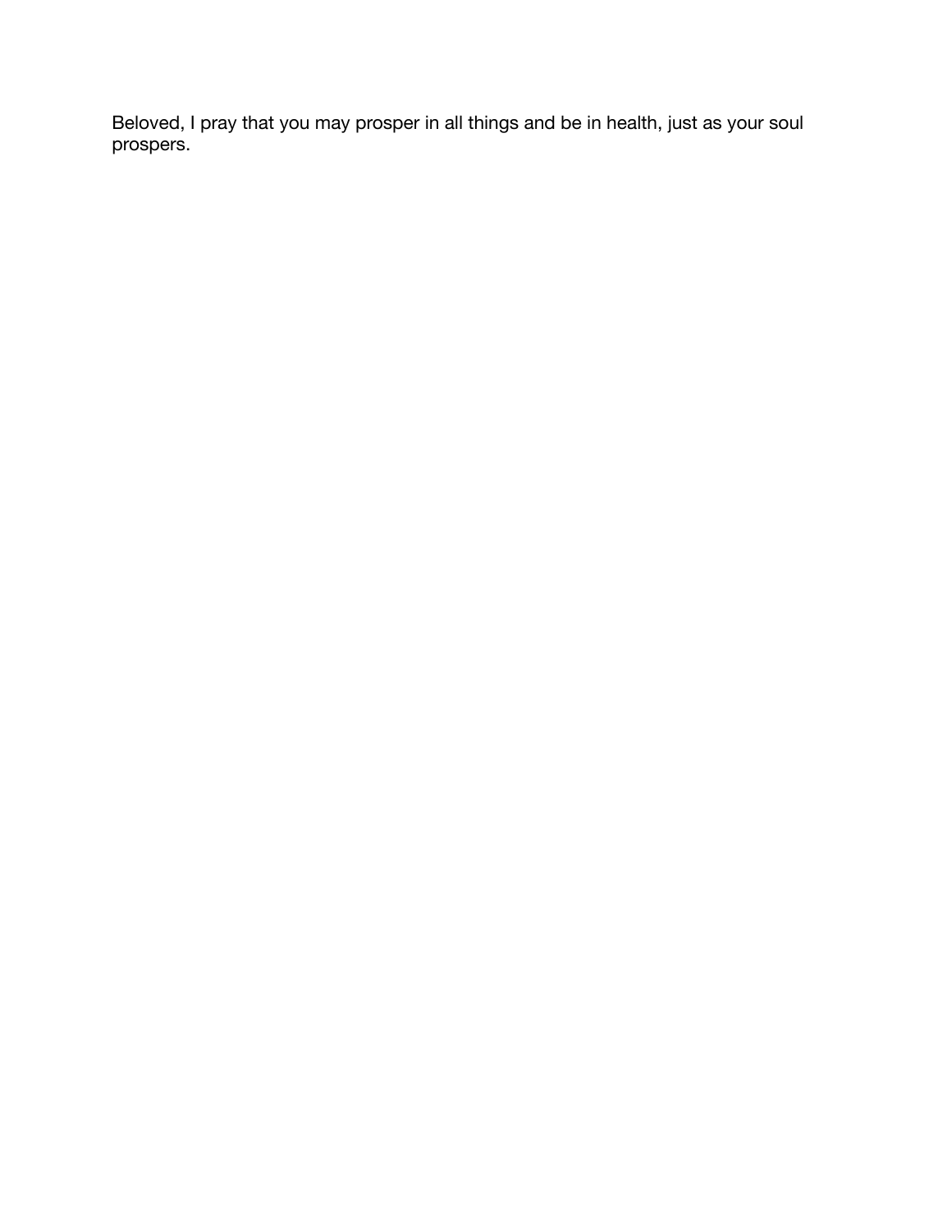Beloved, I pray that you may prosper in all things and be in health, just as your soul prospers.